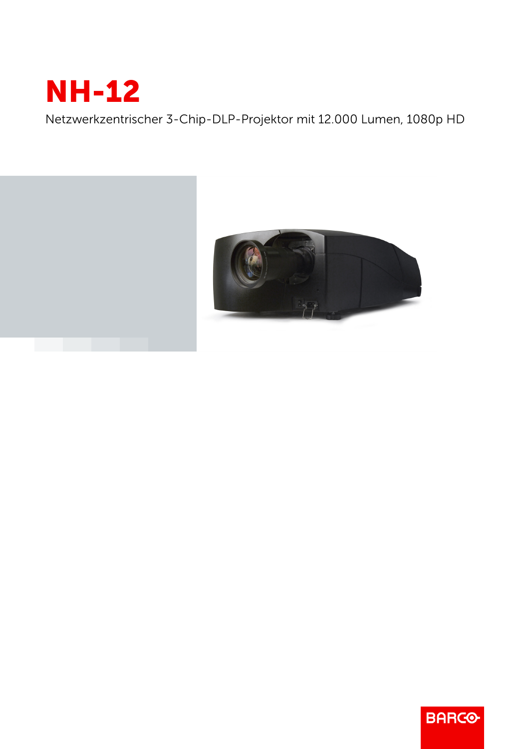# NH-12

Netzwerkzentrischer 3-Chip-DLP-Projektor mit 12.000 Lumen, 1080p HD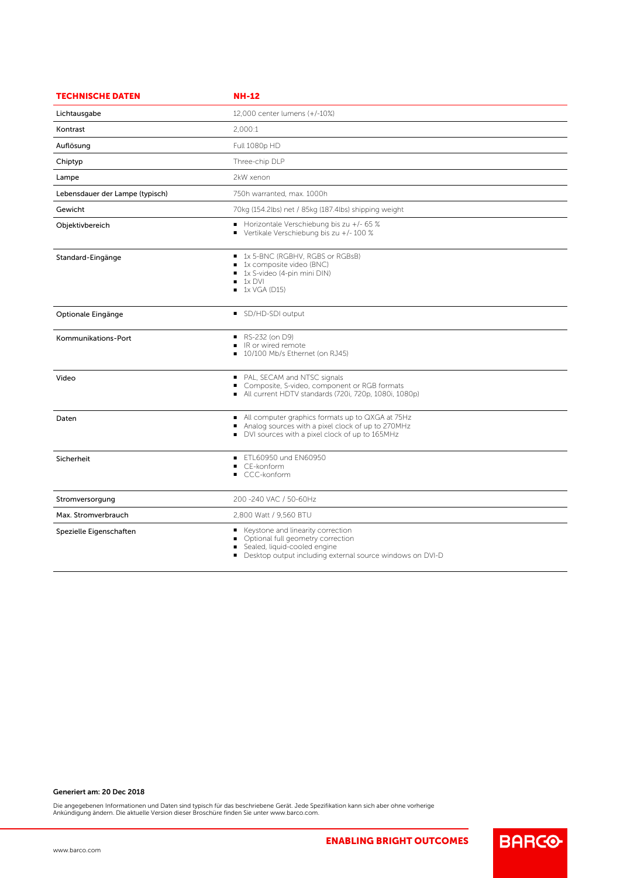| TECHNISCHE DATEN | NH-12 |
|---|---|
| Lichtausgabe | 12,000 center lumens (+/-10%) |
| Kontrast | 2,000:1 |
| Auflösung | Full 1080p HD |
| Chiptyp | Three-chip DLP |
| Lampe | 2kW xenon |
| Lebensdauer der Lampe (typisch) | 750h warranted, max. 1000h |
| Gewicht | 70kg (154.2lbs) net / 85kg (187.4lbs) shipping weight |
| Objektivbereich | ▪ Horizontale Verschiebung bis zu +/- 65 %<br>▪ Vertikale Verschiebung bis zu +/- 100 % |
| Standard-Eingänge | ▪ 1x 5-BNC (RGBHV, RGBS or RGBsB)<br>▪ 1x composite video (BNC)<br>▪ 1x S-video (4-pin mini DIN)<br>▪ 1x DVI<br>▪ 1x VGA (D15) |
| Optionale Eingänge | ▪ SD/HD-SDI output |
| Kommunikations-Port | ▪ RS-232 (on D9)<br>▪ IR or wired remote<br>▪ 10/100 Mb/s Ethernet (on RJ45) |
| Video | ▪ PAL, SECAM and NTSC signals<br>▪ Composite, S-video, component or RGB formats<br>▪ All current HDTV standards (720i, 720p, 1080i, 1080p) |
| Daten | ▪ All computer graphics formats up to QXGA at 75Hz<br>▪ Analog sources with a pixel clock of up to 270MHz<br>▪ DVI sources with a pixel clock of up to 165MHz |
| Sicherheit | ▪ ETL60950 und EN60950<br>▪ CE-konform<br>▪ CCC-konform |
| Stromversorgung | 200 -240 VAC / 50-60Hz |
| Max. Stromverbrauch | 2,800 Watt / 9,560 BTU |
| Spezielle Eigenschaften | ▪ Keystone and linearity correction<br>▪ Optional full geometry correction<br>▪ Sealed, liquid-cooled engine<br>▪ Desktop output including external source windows on DVI-D |

**Generiert am: 20 Dec 2018**

Die angegebenen Informationen und Daten sind typisch für das beschriebene Gerät. Jede Spezifikation kann sich aber ohne vorherige Ankündigung ändern. Die aktuelle Version dieser Broschüre finden Sie unter www.barco.com.

ENABLING BRIGHT OUTCOMES

www.barco.com